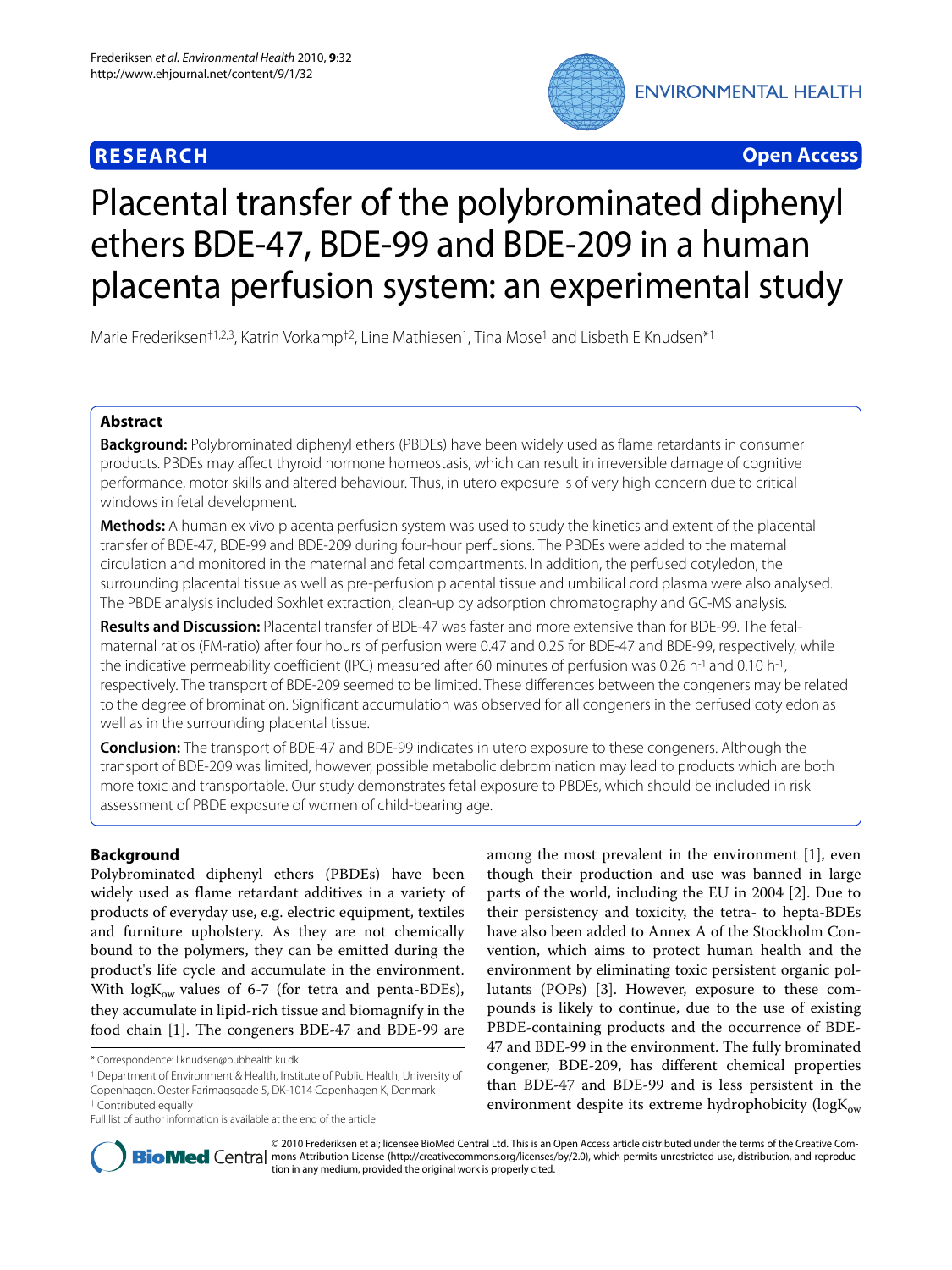**RESEARCH** **Open Access**

# Placental transfer of the polybrominated diphenyl ethers BDE-47, BDE-99 and BDE-209 in a human placenta perfusion system: an experimental study

Marie Frederiksen†[1,2,3], Katrin Vorkamp†[2], Line Mathiesen[1], Tina Mose[1] and Lisbeth E Knudsen*[1]

## Abstract

**Background:** Polybrominated diphenyl ethers (PBDEs) have been widely used as flame retardants in consumer products. PBDEs may affect thyroid hormone homeostasis, which can result in irreversible damage of cognitive performance, motor skills and altered behaviour. Thus, in utero exposure is of very high concern due to critical windows in fetal development.

**Methods:** A human ex vivo placenta perfusion system was used to study the kinetics and extent of the placental transfer of BDE-47, BDE-99 and BDE-209 during four-hour perfusions. The PBDEs were added to the maternal circulation and monitored in the maternal and fetal compartments. In addition, the perfused cotyledon, the surrounding placental tissue as well as pre-perfusion placental tissue and umbilical cord plasma were also analysed. The PBDE analysis included Soxhlet extraction, clean-up by adsorption chromatography and GC-MS analysis.

**Results and Discussion:** Placental transfer of BDE-47 was faster and more extensive than for BDE-99. The fetal-maternal ratios (FM-ratio) after four hours of perfusion were 0.47 and 0.25 for BDE-47 and BDE-99, respectively, while the indicative permeability coefficient (IPC) measured after 60 minutes of perfusion was 0.26 $h^{-1}$ and 0.10 $h^{-1}$, respectively. The transport of BDE-209 seemed to be limited. These differences between the congeners may be related to the degree of bromination. Significant accumulation was observed for all congeners in the perfused cotyledon as well as in the surrounding placental tissue.

**Conclusion:** The transport of BDE-47 and BDE-99 indicates in utero exposure to these congeners. Although the transport of BDE-209 was limited, however, possible metabolic debromination may lead to products which are both more toxic and transportable. Our study demonstrates fetal exposure to PBDEs, which should be included in risk assessment of PBDE exposure of women of child-bearing age.

## Background

Polybrominated diphenyl ethers (PBDEs) have been widely used as flame retardant additives in a variety of products of everyday use, e.g. electric equipment, textiles and furniture upholstery. As they are not chemically bound to the polymers, they can be emitted during the product's life cycle and accumulate in the environment. With $\log K_{ow}$ values of 6-7 (for tetra and penta-BDEs), they accumulate in lipid-rich tissue and biomagnify in the food chain [1]. The congeners BDE-47 and BDE-99 are among the most prevalent in the environment [1], even though their production and use was banned in large parts of the world, including the EU in 2004 [2]. Due to their persistency and toxicity, the tetra- to hepta-BDEs have also been added to Annex A of the Stockholm Convention, which aims to protect human health and the environment by eliminating toxic persistent organic pollutants (POPs) [3]. However, exposure to these compounds is likely to continue, due to the use of existing PBDE-containing products and the occurrence of BDE-47 and BDE-99 in the environment. The fully brominated congener, BDE-209, has different chemical properties than BDE-47 and BDE-99 and is less persistent in the environment despite its extreme hydrophobicity ($\log K_{ow}$

\* Correspondence: l.knudsen@pubhealth.ku.dk

[1] Department of Environment & Health, Institute of Public Health, University of Copenhagen. Oester Farimagsgade 5, DK-1014 Copenhagen K, Denmark

† Contributed equally

Full list of author information is available at the end of the article

© 2010 Frederiksen et al; licensee BioMed Central Ltd. This is an Open Access article distributed under the terms of the Creative Commons Attribution License (http://creativecommons.org/licenses/by/2.0), which permits unrestricted use, distribution, and reproduction in any medium, provided the original work is properly cited.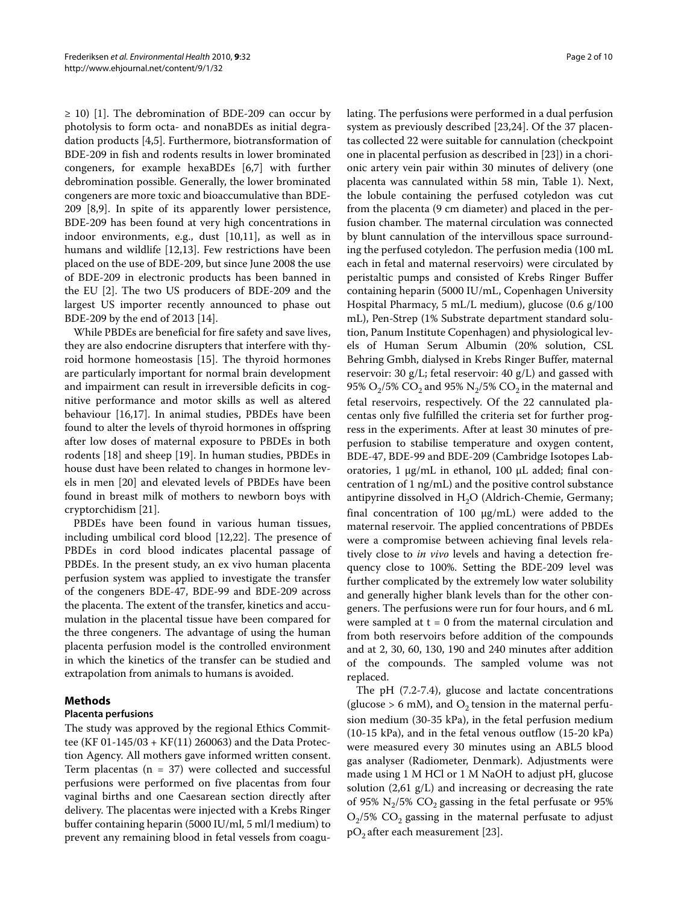≥ 10) [1]. The debromination of BDE-209 can occur by photolysis to form octa- and nonaBDEs as initial degradation products [4,5]. Furthermore, biotransformation of BDE-209 in fish and rodents results in lower brominated congeners, for example hexaBDEs [6,7] with further debromination possible. Generally, the lower brominated congeners are more toxic and bioaccumulative than BDE-209 [8,9]. In spite of its apparently lower persistence, BDE-209 has been found at very high concentrations in indoor environments, e.g., dust [10,11], as well as in humans and wildlife [12,13]. Few restrictions have been placed on the use of BDE-209, but since June 2008 the use of BDE-209 in electronic products has been banned in the EU [2]. The two US producers of BDE-209 and the largest US importer recently announced to phase out BDE-209 by the end of 2013 [14].

While PBDEs are beneficial for fire safety and save lives, they are also endocrine disrupters that interfere with thyroid hormone homeostasis [15]. The thyroid hormones are particularly important for normal brain development and impairment can result in irreversible deficits in cognitive performance and motor skills as well as altered behaviour [16,17]. In animal studies, PBDEs have been found to alter the levels of thyroid hormones in offspring after low doses of maternal exposure to PBDEs in both rodents [18] and sheep [19]. In human studies, PBDEs in house dust have been related to changes in hormone levels in men [20] and elevated levels of PBDEs have been found in breast milk of mothers to newborn boys with cryptorchidism [21].

PBDEs have been found in various human tissues, including umbilical cord blood [12,22]. The presence of PBDEs in cord blood indicates placental passage of PBDEs. In the present study, an ex vivo human placenta perfusion system was applied to investigate the transfer of the congeners BDE-47, BDE-99 and BDE-209 across the placenta. The extent of the transfer, kinetics and accumulation in the placental tissue have been compared for the three congeners. The advantage of using the human placenta perfusion model is the controlled environment in which the kinetics of the transfer can be studied and extrapolation from animals to humans is avoided.

## Methods

### Placenta perfusions

The study was approved by the regional Ethics Committee (KF 01-145/03 + KF(11) 260063) and the Data Protection Agency. All mothers gave informed written consent. Term placentas (n = 37) were collected and successful perfusions were performed on five placentas from four vaginal births and one Caesarean section directly after delivery. The placentas were injected with a Krebs Ringer buffer containing heparin (5000 IU/ml, 5 ml/l medium) to prevent any remaining blood in fetal vessels from coagulating. The perfusions were performed in a dual perfusion system as previously described [23,24]. Of the 37 placentas collected 22 were suitable for cannulation (checkpoint one in placental perfusion as described in [23]) in a chorionic artery vein pair within 30 minutes of delivery (one placenta was cannulated within 58 min, Table 1). Next, the lobule containing the perfused cotyledon was cut from the placenta (9 cm diameter) and placed in the perfusion chamber. The maternal circulation was connected by blunt cannulation of the intervillous space surrounding the perfused cotyledon. The perfusion media (100 mL each in fetal and maternal reservoirs) were circulated by peristaltic pumps and consisted of Krebs Ringer Buffer containing heparin (5000 IU/mL, Copenhagen University Hospital Pharmacy, 5 mL/L medium), glucose (0.6 g/100 mL), Pen-Strep (1% Substrate department standard solution, Panum Institute Copenhagen) and physiological levels of Human Serum Albumin (20% solution, CSL Behring Gmbh, dialysed in Krebs Ringer Buffer, maternal reservoir: 30 g/L; fetal reservoir: 40 g/L) and gassed with 95% $O_2$/5% $CO_2$ and 95% $N_2$/5% $CO_2$ in the maternal and fetal reservoirs, respectively. Of the 22 cannulated placentas only five fulfilled the criteria set for further progress in the experiments. After at least 30 minutes of pre-perfusion to stabilise temperature and oxygen content, BDE-47, BDE-99 and BDE-209 (Cambridge Isotopes Laboratories, 1 μg/mL in ethanol, 100 μL added; final concentration of 1 ng/mL) and the positive control substance antipyrine dissolved in $H_2O$ (Aldrich-Chemie, Germany; final concentration of 100 μg/mL) were added to the maternal reservoir. The applied concentrations of PBDEs were a compromise between achieving final levels relatively close to *in vivo* levels and having a detection frequency close to 100%. Setting the BDE-209 level was further complicated by the extremely low water solubility and generally higher blank levels than for the other congeners. The perfusions were run for four hours, and 6 mL were sampled at t = 0 from the maternal circulation and from both reservoirs before addition of the compounds and at 2, 30, 60, 130, 190 and 240 minutes after addition of the compounds. The sampled volume was not replaced.

The pH (7.2-7.4), glucose and lactate concentrations (glucose > 6 mM), and $O_2$ tension in the maternal perfusion medium (30-35 kPa), in the fetal perfusion medium (10-15 kPa), and in the fetal venous outflow (15-20 kPa) were measured every 30 minutes using an ABL5 blood gas analyser (Radiometer, Denmark). Adjustments were made using 1 M HCl or 1 M NaOH to adjust pH, glucose solution (2,61 g/L) and increasing or decreasing the rate of 95% $N_2$/5% $CO_2$ gassing in the fetal perfusate or 95% $O_2$/5% $CO_2$ gassing in the maternal perfusate to adjust $pO_2$ after each measurement [23].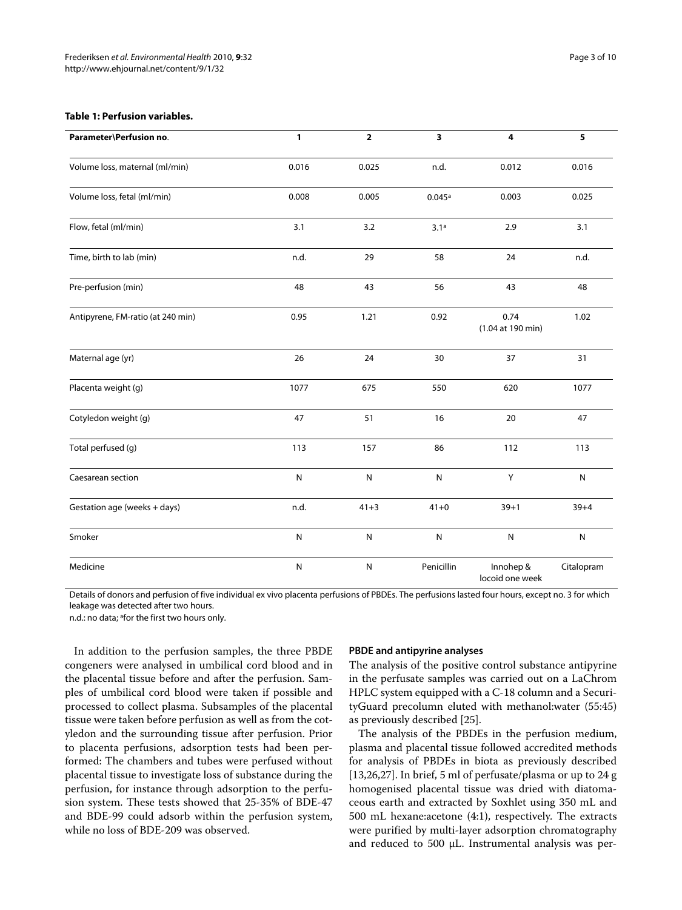**Table 1: Perfusion variables.**

| Parameter\Perfusion no. | 1 | 2 | 3 | 4 | 5 |
| --- | --- | --- | --- | --- | --- |
| Volume loss, maternal (ml/min) | 0.016 | 0.025 | n.d. | 0.012 | 0.016 |
| Volume loss, fetal (ml/min) | 0.008 | 0.005 | 0.045[a] | 0.003 | 0.025 |
| Flow, fetal (ml/min) | 3.1 | 3.2 | 3.1[a] | 2.9 | 3.1 |
| Time, birth to lab (min) | n.d. | 29 | 58 | 24 | n.d. |
| Pre-perfusion (min) | 48 | 43 | 56 | 43 | 48 |
| Antipyrene, FM-ratio (at 240 min) | 0.95 | 1.21 | 0.92 | 0.74 (1.04 at 190 min) | 1.02 |
| Maternal age (yr) | 26 | 24 | 30 | 37 | 31 |
| Placenta weight (g) | 1077 | 675 | 550 | 620 | 1077 |
| Cotyledon weight (g) | 47 | 51 | 16 | 20 | 47 |
| Total perfused (g) | 113 | 157 | 86 | 112 | 113 |
| Caesarean section | N | N | N | Y | N |
| Gestation age (weeks + days) | n.d. | 41+3 | 41+0 | 39+1 | 39+4 |
| Smoker | N | N | N | N | N |
| Medicine | N | N | Penicillin | Innohep & locoid one week | Citalopram |

Details of donors and perfusion of five individual ex vivo placenta perfusions of PBDEs. The perfusions lasted four hours, except no. 3 for which leakage was detected after two hours.
n.d.: no data; [a]for the first two hours only.

In addition to the perfusion samples, the three PBDE congeners were analysed in umbilical cord blood and in the placental tissue before and after the perfusion. Samples of umbilical cord blood were taken if possible and processed to collect plasma. Subsamples of the placental tissue were taken before perfusion as well as from the cotyledon and the surrounding tissue after perfusion. Prior to placenta perfusions, adsorption tests had been performed: The chambers and tubes were perfused without placental tissue to investigate loss of substance during the perfusion, for instance through adsorption to the perfusion system. These tests showed that 25-35% of BDE-47 and BDE-99 could adsorb within the perfusion system, while no loss of BDE-209 was observed.

### PBDE and antipyrine analyses

The analysis of the positive control substance antipyrine in the perfusate samples was carried out on a LaChrom HPLC system equipped with a C-18 column and a SecurityGuard precolumn eluted with methanol:water (55:45) as previously described [25].

The analysis of the PBDEs in the perfusion medium, plasma and placental tissue followed accredited methods for analysis of PBDEs in biota as previously described [13,26,27]. In brief, 5 ml of perfusate/plasma or up to 24 g homogenised placental tissue was dried with diatomaceous earth and extracted by Soxhlet using 350 mL and 500 mL hexane:acetone (4:1), respectively. The extracts were purified by multi-layer adsorption chromatography and reduced to 500 μL. Instrumental analysis was per-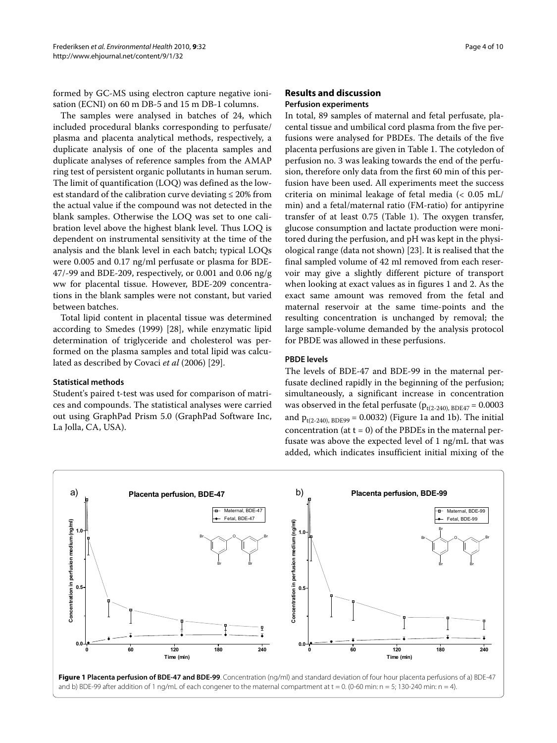formed by GC-MS using electron capture negative ionisation (ECNI) on 60 m DB-5 and 15 m DB-1 columns.

The samples were analysed in batches of 24, which included procedural blanks corresponding to perfusate/plasma and placenta analytical methods, respectively, a duplicate analysis of one of the placenta samples and duplicate analyses of reference samples from the AMAP ring test of persistent organic pollutants in human serum. The limit of quantification (LOQ) was defined as the lowest standard of the calibration curve deviating ≤ 20% from the actual value if the compound was not detected in the blank samples. Otherwise the LOQ was set to one calibration level above the highest blank level. Thus LOQ is dependent on instrumental sensitivity at the time of the analysis and the blank level in each batch; typical LOQs were 0.005 and 0.17 ng/ml perfusate or plasma for BDE-47/-99 and BDE-209, respectively, or 0.001 and 0.06 ng/g ww for placental tissue. However, BDE-209 concentrations in the blank samples were not constant, but varied between batches.

Total lipid content in placental tissue was determined according to Smedes (1999) [28], while enzymatic lipid determination of triglyceride and cholesterol was performed on the plasma samples and total lipid was calculated as described by Covaci *et al* (2006) [29].

### Statistical methods

Student's paired t-test was used for comparison of matrices and compounds. The statistical analyses were carried out using GraphPad Prism 5.0 (GraphPad Software Inc, La Jolla, CA, USA).

## Results and discussion

### Perfusion experiments

In total, 89 samples of maternal and fetal perfusate, placental tissue and umbilical cord plasma from the five perfusions were analysed for PBDEs. The details of the five placenta perfusions are given in Table 1. The cotyledon of perfusion no. 3 was leaking towards the end of the perfusion, therefore only data from the first 60 min of this perfusion have been used. All experiments meet the success criteria on minimal leakage of fetal media (< 0.05 mL/min) and a fetal/maternal ratio (FM-ratio) for antipyrine transfer of at least 0.75 (Table 1). The oxygen transfer, glucose consumption and lactate production were monitored during the perfusion, and pH was kept in the physiological range (data not shown) [23]. It is realised that the final sampled volume of 42 ml removed from each reservoir may give a slightly different picture of transport when looking at exact values as in figures 1 and 2. As the exact same amount was removed from the fetal and maternal reservoir at the same time-points and the resulting concentration is unchanged by removal; the large sample-volume demanded by the analysis protocol for PBDE was allowed in these perfusions.

### PBDE levels

The levels of BDE-47 and BDE-99 in the maternal perfusate declined rapidly in the beginning of the perfusion; simultaneously, a significant increase in concentration was observed in the fetal perfusate ($p_{t(2\text{-}240),\,BDE47} = 0.0003$ and $p_{t(2\text{-}240),\,BDE99} = 0.0032$) (Figure 1a and 1b). The initial concentration (at t = 0) of the PBDEs in the maternal perfusate was above the expected level of 1 ng/mL that was added, which indicates insufficient initial mixing of the

**Figure 1 Placenta perfusion of BDE-47 and BDE-99**. Concentration (ng/ml) and standard deviation of four hour placenta perfusions of a) BDE-47 and b) BDE-99 after addition of 1 ng/mL of each congener to the maternal compartment at t = 0. (0-60 min: n = 5; 130-240 min: n = 4).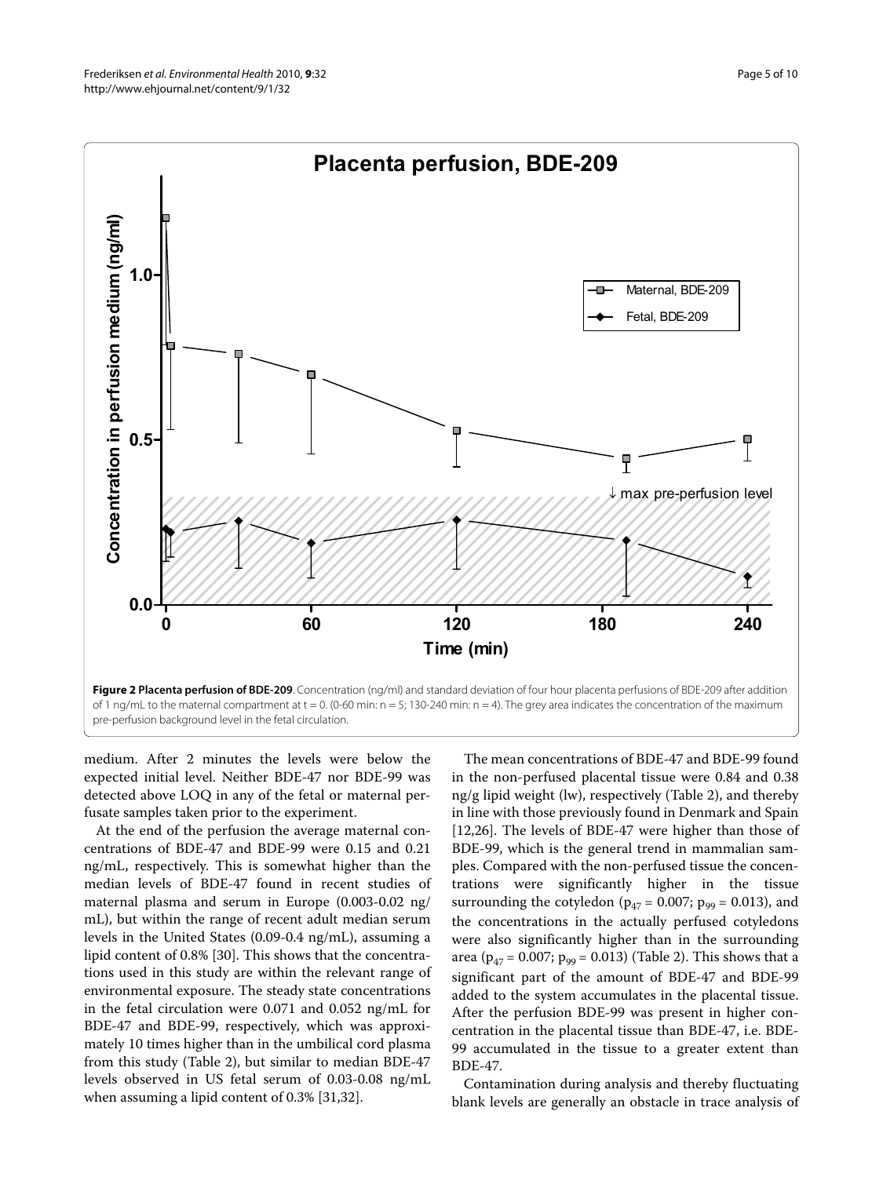**Figure 2 Placenta perfusion of BDE-209**. Concentration (ng/ml) and standard deviation of four hour placenta perfusions of BDE-209 after addition of 1 ng/mL to the maternal compartment at t = 0. (0-60 min: n = 5; 130-240 min: n = 4). The grey area indicates the concentration of the maximum pre-perfusion background level in the fetal circulation.

medium. After 2 minutes the levels were below the expected initial level. Neither BDE-47 nor BDE-99 was detected above LOQ in any of the fetal or maternal perfusate samples taken prior to the experiment.

At the end of the perfusion the average maternal concentrations of BDE-47 and BDE-99 were 0.15 and 0.21 ng/mL, respectively. This is somewhat higher than the median levels of BDE-47 found in recent studies of maternal plasma and serum in Europe (0.003-0.02 ng/mL), but within the range of recent adult median serum levels in the United States (0.09-0.4 ng/mL), assuming a lipid content of 0.8% [30]. This shows that the concentrations used in this study are within the relevant range of environmental exposure. The steady state concentrations in the fetal circulation were 0.071 and 0.052 ng/mL for BDE-47 and BDE-99, respectively, which was approximately 10 times higher than in the umbilical cord plasma from this study (Table 2), but similar to median BDE-47 levels observed in US fetal serum of 0.03-0.08 ng/mL when assuming a lipid content of 0.3% [31,32].

The mean concentrations of BDE-47 and BDE-99 found in the non-perfused placental tissue were 0.84 and 0.38 ng/g lipid weight (lw), respectively (Table 2), and thereby in line with those previously found in Denmark and Spain [12,26]. The levels of BDE-47 were higher than those of BDE-99, which is the general trend in mammalian samples. Compared with the non-perfused tissue the concentrations were significantly higher in the tissue surrounding the cotyledon ($p_{47} = 0.007$; $p_{99} = 0.013$), and the concentrations in the actually perfused cotyledons were also significantly higher than in the surrounding area ($p_{47} = 0.007$; $p_{99} = 0.013$) (Table 2). This shows that a significant part of the amount of BDE-47 and BDE-99 added to the system accumulates in the placental tissue. After the perfusion BDE-99 was present in higher concentration in the placental tissue than BDE-47, i.e. BDE-99 accumulated in the tissue to a greater extent than BDE-47.

Contamination during analysis and thereby fluctuating blank levels are generally an obstacle in trace analysis of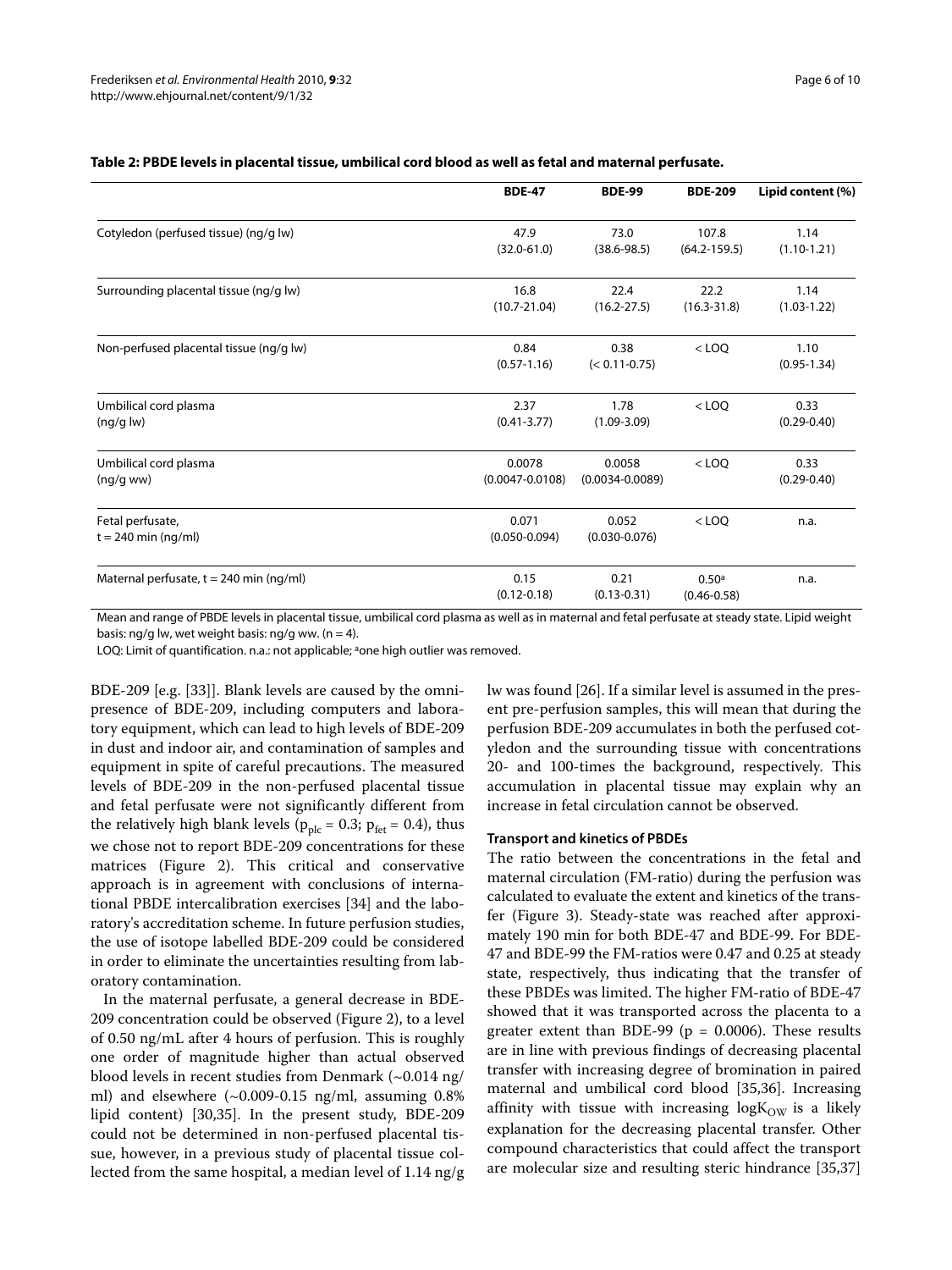**Table 2: PBDE levels in placental tissue, umbilical cord blood as well as fetal and maternal perfusate.**

| | BDE-47 | BDE-99 | BDE-209 | Lipid content (%) |
|---|---|---|---|---|
| Cotyledon (perfused tissue) (ng/g lw) | 47.9 (32.0-61.0) | 73.0 (38.6-98.5) | 107.8 (64.2-159.5) | 1.14 (1.10-1.21) |
| Surrounding placental tissue (ng/g lw) | 16.8 (10.7-21.04) | 22.4 (16.2-27.5) | 22.2 (16.3-31.8) | 1.14 (1.03-1.22) |
| Non-perfused placental tissue (ng/g lw) | 0.84 (0.57-1.16) | 0.38 (< 0.11-0.75) | < LOQ | 1.10 (0.95-1.34) |
| Umbilical cord plasma (ng/g lw) | 2.37 (0.41-3.77) | 1.78 (1.09-3.09) | < LOQ | 0.33 (0.29-0.40) |
| Umbilical cord plasma (ng/g ww) | 0.0078 (0.0047-0.0108) | 0.0058 (0.0034-0.0089) | < LOQ | 0.33 (0.29-0.40) |
| Fetal perfusate, t = 240 min (ng/ml) | 0.071 (0.050-0.094) | 0.052 (0.030-0.076) | < LOQ | n.a. |
| Maternal perfusate, t = 240 min (ng/ml) | 0.15 (0.12-0.18) | 0.21 (0.13-0.31) | 0.50[a] (0.46-0.58) | n.a. |

Mean and range of PBDE levels in placental tissue, umbilical cord plasma as well as in maternal and fetal perfusate at steady state. Lipid weight basis: ng/g lw, wet weight basis: ng/g ww. (n = 4).

LOQ: Limit of quantification. n.a.: not applicable; [a]one high outlier was removed.

BDE-209 [e.g. [33]]. Blank levels are caused by the omnipresence of BDE-209, including computers and laboratory equipment, which can lead to high levels of BDE-209 in dust and indoor air, and contamination of samples and equipment in spite of careful precautions. The measured levels of BDE-209 in the non-perfused placental tissue and fetal perfusate were not significantly different from the relatively high blank levels ($p_{plc} = 0.3$; $p_{fet} = 0.4$), thus we chose not to report BDE-209 concentrations for these matrices (Figure 2). This critical and conservative approach is in agreement with conclusions of international PBDE intercalibration exercises [34] and the laboratory's accreditation scheme. In future perfusion studies, the use of isotope labelled BDE-209 could be considered in order to eliminate the uncertainties resulting from laboratory contamination.

In the maternal perfusate, a general decrease in BDE-209 concentration could be observed (Figure 2), to a level of 0.50 ng/mL after 4 hours of perfusion. This is roughly one order of magnitude higher than actual observed blood levels in recent studies from Denmark (~0.014 ng/ml) and elsewhere (~0.009-0.15 ng/ml, assuming 0.8% lipid content) [30,35]. In the present study, BDE-209 could not be determined in non-perfused placental tissue, however, in a previous study of placental tissue collected from the same hospital, a median level of 1.14 ng/g lw was found [26]. If a similar level is assumed in the present pre-perfusion samples, this will mean that during the perfusion BDE-209 accumulates in both the perfused cotyledon and the surrounding tissue with concentrations 20- and 100-times the background, respectively. This accumulation in placental tissue may explain why an increase in fetal circulation cannot be observed.

#### Transport and kinetics of PBDEs

The ratio between the concentrations in the fetal and maternal circulation (FM-ratio) during the perfusion was calculated to evaluate the extent and kinetics of the transfer (Figure 3). Steady-state was reached after approximately 190 min for both BDE-47 and BDE-99. For BDE-47 and BDE-99 the FM-ratios were 0.47 and 0.25 at steady state, respectively, thus indicating that the transfer of these PBDEs was limited. The higher FM-ratio of BDE-47 showed that it was transported across the placenta to a greater extent than BDE-99 ($p = 0.0006$). These results are in line with previous findings of decreasing placental transfer with increasing degree of bromination in paired maternal and umbilical cord blood [35,36]. Increasing affinity with tissue with increasing $\log K_{OW}$ is a likely explanation for the decreasing placental transfer. Other compound characteristics that could affect the transport are molecular size and resulting steric hindrance [35,37]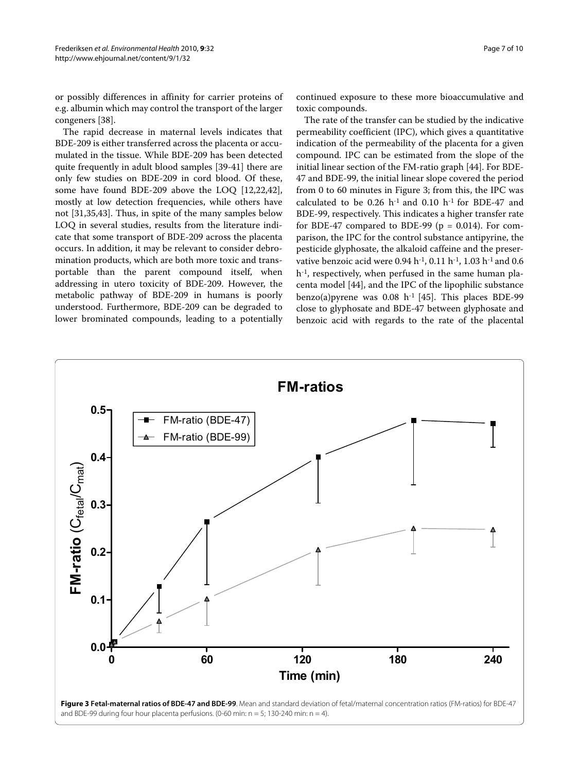or possibly differences in affinity for carrier proteins of e.g. albumin which may control the transport of the larger congeners [38].

The rapid decrease in maternal levels indicates that BDE-209 is either transferred across the placenta or accumulated in the tissue. While BDE-209 has been detected quite frequently in adult blood samples [39-41] there are only few studies on BDE-209 in cord blood. Of these, some have found BDE-209 above the LOQ [12,22,42], mostly at low detection frequencies, while others have not [31,35,43]. Thus, in spite of the many samples below LOQ in several studies, results from the literature indicate that some transport of BDE-209 across the placenta occurs. In addition, it may be relevant to consider debromination products, which are both more toxic and transportable than the parent compound itself, when addressing in utero toxicity of BDE-209. However, the metabolic pathway of BDE-209 in humans is poorly understood. Furthermore, BDE-209 can be degraded to lower brominated compounds, leading to a potentially continued exposure to these more bioaccumulative and toxic compounds.

The rate of the transfer can be studied by the indicative permeability coefficient (IPC), which gives a quantitative indication of the permeability of the placenta for a given compound. IPC can be estimated from the slope of the initial linear section of the FM-ratio graph [44]. For BDE-47 and BDE-99, the initial linear slope covered the period from 0 to 60 minutes in Figure 3; from this, the IPC was calculated to be 0.26 $h^{-1}$ and 0.10 $h^{-1}$ for BDE-47 and BDE-99, respectively. This indicates a higher transfer rate for BDE-47 compared to BDE-99 ($p = 0.014$). For comparison, the IPC for the control substance antipyrine, the pesticide glyphosate, the alkaloid caffeine and the preservative benzoic acid were 0.94 $h^{-1}$, 0.11 $h^{-1}$, 1.03 $h^{-1}$ and 0.6 $h^{-1}$, respectively, when perfused in the same human placenta model [44], and the IPC of the lipophilic substance benzo(a)pyrene was 0.08 $h^{-1}$ [45]. This places BDE-99 close to glyphosate and BDE-47 between glyphosate and benzoic acid with regards to the rate of the placental

**Figure 3 Fetal-maternal ratios of BDE-47 and BDE-99**. Mean and standard deviation of fetal/maternal concentration ratios (FM-ratios) for BDE-47 and BDE-99 during four hour placenta perfusions. (0-60 min: n = 5; 130-240 min: n = 4).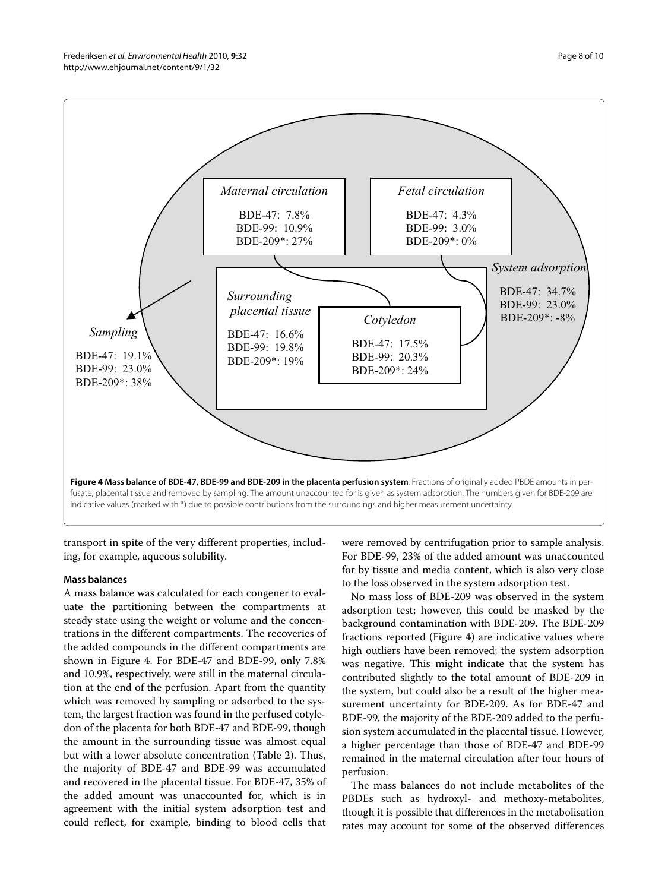Maternal circulation

BDE-47: 7.8%
BDE-99: 10.9%
BDE-209*: 27%

Fetal circulation

BDE-47: 4.3%
BDE-99: 3.0%
BDE-209*: 0%

System adsorption

BDE-47: 34.7%
BDE-99: 23.0%
BDE-209*: -8%

Surrounding placental tissue

BDE-47: 16.6%
BDE-99: 19.8%
BDE-209*: 19%

Cotyledon

BDE-47: 17.5%
BDE-99: 20.3%
BDE-209*: 24%

Sampling

BDE-47: 19.1%
BDE-99: 23.0%
BDE-209*: 38%

**Figure 4 Mass balance of BDE-47, BDE-99 and BDE-209 in the placenta perfusion system**. Fractions of originally added PBDE amounts in perfusate, placental tissue and removed by sampling. The amount unaccounted for is given as system adsorption. The numbers given for BDE-209 are indicative values (marked with *) due to possible contributions from the surroundings and higher measurement uncertainty.

transport in spite of the very different properties, including, for example, aqueous solubility.

### Mass balances

A mass balance was calculated for each congener to evaluate the partitioning between the compartments at steady state using the weight or volume and the concentrations in the different compartments. The recoveries of the added compounds in the different compartments are shown in Figure 4. For BDE-47 and BDE-99, only 7.8% and 10.9%, respectively, were still in the maternal circulation at the end of the perfusion. Apart from the quantity which was removed by sampling or adsorbed to the system, the largest fraction was found in the perfused cotyledon of the placenta for both BDE-47 and BDE-99, though the amount in the surrounding tissue was almost equal but with a lower absolute concentration (Table 2). Thus, the majority of BDE-47 and BDE-99 was accumulated and recovered in the placental tissue. For BDE-47, 35% of the added amount was unaccounted for, which is in agreement with the initial system adsorption test and could reflect, for example, binding to blood cells that were removed by centrifugation prior to sample analysis. For BDE-99, 23% of the added amount was unaccounted for by tissue and media content, which is also very close to the loss observed in the system adsorption test.

No mass loss of BDE-209 was observed in the system adsorption test; however, this could be masked by the background contamination with BDE-209. The BDE-209 fractions reported (Figure 4) are indicative values where high outliers have been removed; the system adsorption was negative. This might indicate that the system has contributed slightly to the total amount of BDE-209 in the system, but could also be a result of the higher measurement uncertainty for BDE-209. As for BDE-47 and BDE-99, the majority of the BDE-209 added to the perfusion system accumulated in the placental tissue. However, a higher percentage than those of BDE-47 and BDE-99 remained in the maternal circulation after four hours of perfusion.

The mass balances do not include metabolites of the PBDEs such as hydroxyl- and methoxy-metabolites, though it is possible that differences in the metabolisation rates may account for some of the observed differences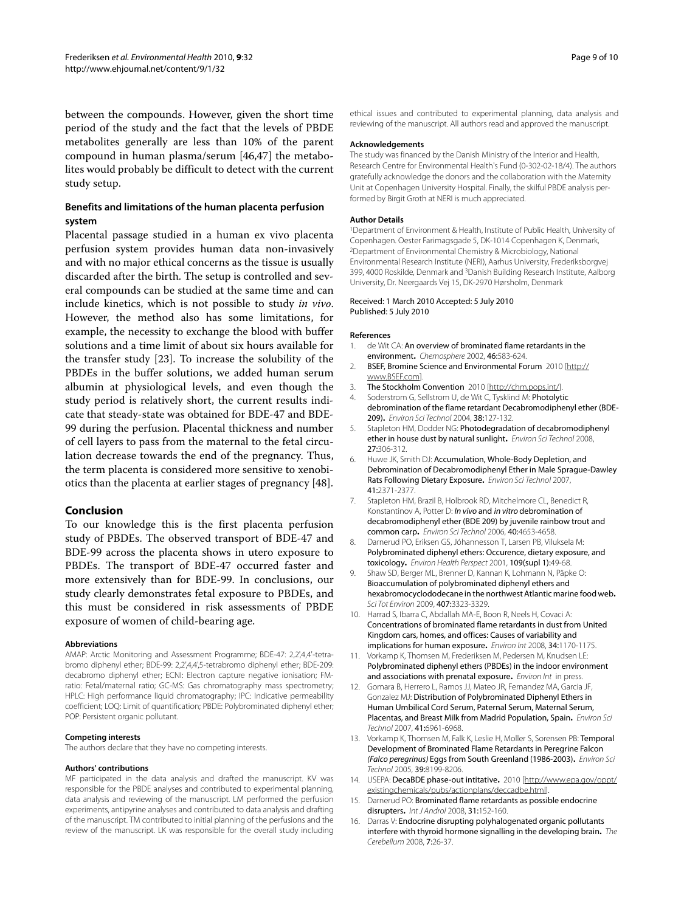between the compounds. However, given the short time period of the study and the fact that the levels of PBDE metabolites generally are less than 10% of the parent compound in human plasma/serum [46,47] the metabolites would probably be difficult to detect with the current study setup.

### Benefits and limitations of the human placenta perfusion system

Placental passage studied in a human ex vivo placenta perfusion system provides human data non-invasively and with no major ethical concerns as the tissue is usually discarded after the birth. The setup is controlled and several compounds can be studied at the same time and can include kinetics, which is not possible to study *in vivo*. However, the method also has some limitations, for example, the necessity to exchange the blood with buffer solutions and a time limit of about six hours available for the transfer study [23]. To increase the solubility of the PBDEs in the buffer solutions, we added human serum albumin at physiological levels, and even though the study period is relatively short, the current results indicate that steady-state was obtained for BDE-47 and BDE-99 during the perfusion. Placental thickness and number of cell layers to pass from the maternal to the fetal circulation decrease towards the end of the pregnancy. Thus, the term placenta is considered more sensitive to xenobiotics than the placenta at earlier stages of pregnancy [48].

## Conclusion

To our knowledge this is the first placenta perfusion study of PBDEs. The observed transport of BDE-47 and BDE-99 across the placenta shows in utero exposure to PBDEs. The transport of BDE-47 occurred faster and more extensively than for BDE-99. In conclusions, our study clearly demonstrates fetal exposure to PBDEs, and this must be considered in risk assessments of PBDE exposure of women of child-bearing age.

#### Abbreviations

AMAP: Arctic Monitoring and Assessment Programme; BDE-47: 2,2',4,4'-tetrabromo diphenyl ether; BDE-99: 2,2',4,4',5-tetrabromo diphenyl ether; BDE-209: decabromo diphenyl ether; ECNI: Electron capture negative ionisation; FM-ratio: Fetal/maternal ratio; GC-MS: Gas chromatography mass spectrometry; HPLC: High performance liquid chromatography; IPC: Indicative permeability coefficient; LOQ: Limit of quantification; PBDE: Polybrominated diphenyl ether; POP: Persistent organic pollutant.

#### Competing interests

The authors declare that they have no competing interests.

#### Authors' contributions

MF participated in the data analysis and drafted the manuscript. KV was responsible for the PBDE analyses and contributed to experimental planning, data analysis and reviewing of the manuscript. LM performed the perfusion experiments, antipyrine analyses and contributed to data analysis and drafting of the manuscript. TM contributed to initial planning of the perfusions and the review of the manuscript. LK was responsible for the overall study including ethical issues and contributed to experimental planning, data analysis and reviewing of the manuscript. All authors read and approved the manuscript.

#### Acknowledgements

The study was financed by the Danish Ministry of the Interior and Health, Research Centre for Environmental Health's Fund (0-302-02-18/4). The authors gratefully acknowledge the donors and the collaboration with the Maternity Unit at Copenhagen University Hospital. Finally, the skilful PBDE analysis performed by Birgit Groth at NERI is much appreciated.

#### Author Details

[1]Department of Environment & Health, Institute of Public Health, University of Copenhagen. Oester Farimagsgade 5, DK-1014 Copenhagen K, Denmark, [2]Department of Environmental Chemistry & Microbiology, National Environmental Research Institute (NERI), Aarhus University, Frederiksborgvej 399, 4000 Roskilde, Denmark and [3]Danish Building Research Institute, Aalborg University, Dr. Neergaards Vej 15, DK-2970 Hørsholm, Denmark

Received: 1 March 2010 Accepted: 5 July 2010
Published: 5 July 2010

#### References

1. de Wit CA: **An overview of brominated flame retardants in the environment.** *Chemosphere* 2002, **46:**583-624.
2. BSEF, Bromine Science and Environmental Forum 2010 [http://www.BSEF.com].
3. The Stockholm Convention 2010 [http://chm.pops.int/].
4. Soderstrom G, Sellstrom U, de Wit C, Tysklind M: **Photolytic debromination of the flame retardant Decabromodiphenyl ether (BDE-209).** *Environ Sci Technol* 2004, **38:**127-132.
5. Stapleton HM, Dodder NG: **Photodegradation of decabromodiphenyl ether in house dust by natural sunlight.** *Environ Sci Technol* 2008, **27:**306-312.
6. Huwe JK, Smith DJ: **Accumulation, Whole-Body Depletion, and Debromination of Decabromodiphenyl Ether in Male Sprague-Dawley Rats Following Dietary Exposure.** *Environ Sci Technol* 2007, **41:**2371-2377.
7. Stapleton HM, Brazil B, Holbrook RD, Mitchelmore CL, Benedict R, Konstantinov A, Potter D: ***In vivo* and *in vitro* debromination of decabromodiphenyl ether (BDE 209) by juvenile rainbow trout and common carp.** *Environ Sci Technol* 2006, **40:**4653-4658.
8. Darnerud PO, Eriksen GS, Jóhannesson T, Larsen PB, Viluksela M: **Polybrominated diphenyl ethers: Occurence, dietary exposure, and toxicology.** *Environ Health Perspect* 2001, **109(supl 1):**49-68.
9. Shaw SD, Berger ML, Brenner D, Kannan K, Lohmann N, Päpke O: **Bioaccumulation of polybrominated diphenyl ethers and hexabromocyclododecane in the northwest Atlantic marine food web.** *Sci Tot Environ* 2009, **407:**3323-3329.
10. Harrad S, Ibarra C, Abdallah MA-E, Boon R, Neels H, Covaci A: **Concentrations of brominated flame retardants in dust from United Kingdom cars, homes, and offices: Causes of variability and implications for human exposure.** *Environ Int* 2008, **34:**1170-1175.
11. Vorkamp K, Thomsen M, Frederiksen M, Pedersen M, Knudsen LE: **Polybrominated diphenyl ethers (PBDEs) in the indoor environment and associations with prenatal exposure.** *Environ Int* in press.
12. Gomara B, Herrero L, Ramos JJ, Mateo JR, Fernandez MA, Garcia JF, Gonzalez MJ: **Distribution of Polybrominated Diphenyl Ethers in Human Umbilical Cord Serum, Paternal Serum, Maternal Serum, Placentas, and Breast Milk from Madrid Population, Spain.** *Environ Sci Technol* 2007, **41:**6961-6968.
13. Vorkamp K, Thomsen M, Falk K, Leslie H, Moller S, Sorensen PB: **Temporal Development of Brominated Flame Retardants in Peregrine Falcon *(Falco peregrinus)* Eggs from South Greenland (1986-2003).** *Environ Sci Technol* 2005, **39:**8199-8206.
14. USEPA: **DecaBDE phase-out intitative.** 2010 [http://www.epa.gov/oppt/existingchemicals/pubs/actionplans/deccadbe.html].
15. Darnerud PO: **Brominated flame retardants as possible endocrine disrupters.** *Int J Androl* 2008, **31:**152-160.
16. Darras V: **Endocrine disrupting polyhalogenated organic pollutants interfere with thyroid hormone signalling in the developing brain.** *The Cerebellum* 2008, **7:**26-37.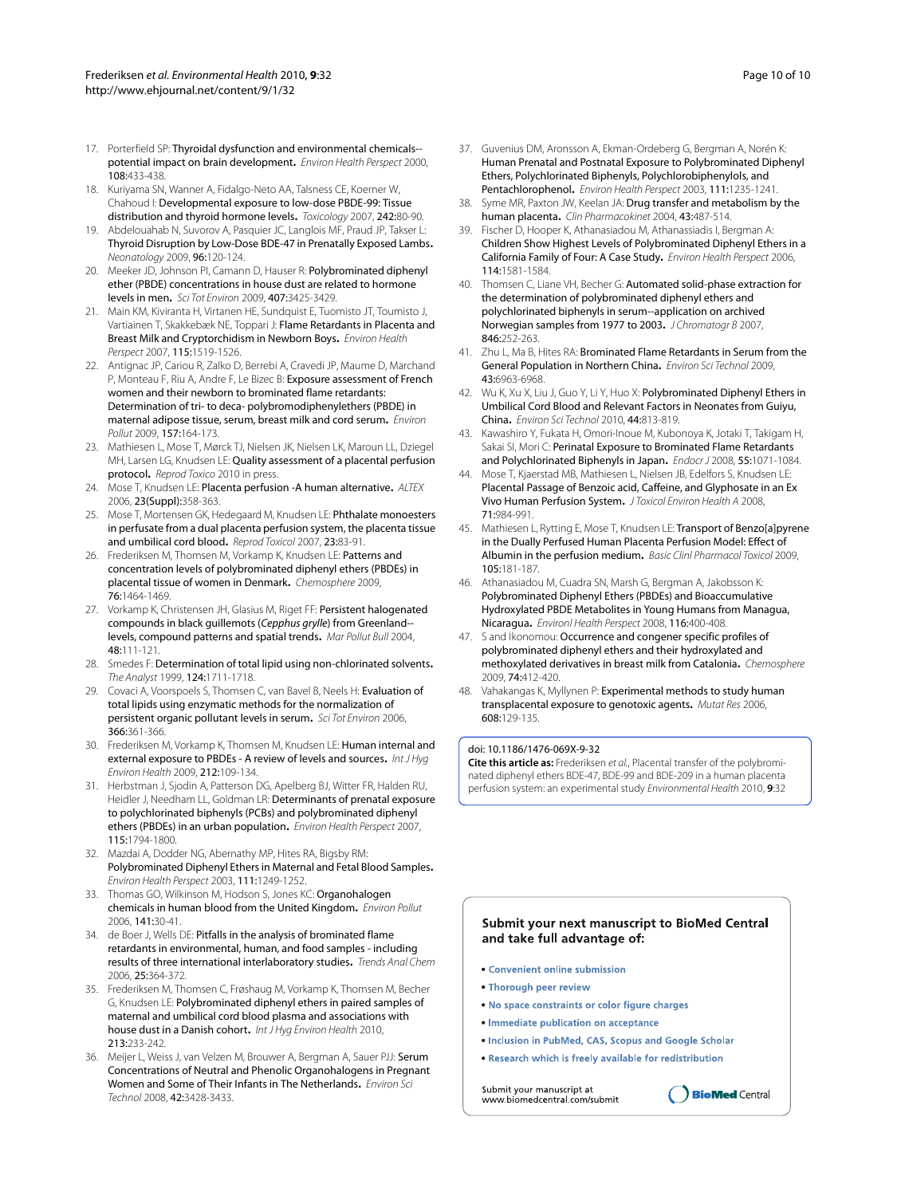17. Porterfield SP: **Thyroidal dysfunction and environmental chemicals--potential impact on brain development.** *Environ Health Perspect* 2000, **108**:433-438.
18. Kuriyama SN, Wanner A, Fidalgo-Neto AA, Talsness CE, Koerner W, Chahoud I: **Developmental exposure to low-dose PBDE-99: Tissue distribution and thyroid hormone levels.** *Toxicology* 2007, **242**:80-90.
19. Abdelouahab N, Suvorov A, Pasquier JC, Langlois MF, Praud JP, Takser L: **Thyroid Disruption by Low-Dose BDE-47 in Prenatally Exposed Lambs.** *Neonatology* 2009, **96**:120-124.
20. Meeker JD, Johnson PI, Camann D, Hauser R: **Polybrominated diphenyl ether (PBDE) concentrations in house dust are related to hormone levels in men.** *Sci Tot Environ* 2009, **407**:3425-3429.
21. Main KM, Kiviranta H, Virtanen HE, Sundquist E, Tuomisto JT, Toumisto J, Vartiainen T, Skakkebæk NE, Toppari J: **Flame Retardants in Placenta and Breast Milk and Cryptorchidism in Newborn Boys.** *Environ Health Perspect* 2007, **115**:1519-1526.
22. Antignac JP, Cariou R, Zalko D, Berrebi A, Cravedi JP, Maume D, Marchand P, Monteau F, Riu A, Andre F, Le Bizec B: **Exposure assessment of French women and their newborn to brominated flame retardants: Determination of tri- to deca- polybromodiphenylethers (PBDE) in maternal adipose tissue, serum, breast milk and cord serum.** *Environ Pollut* 2009, **157**:164-173.
23. Mathiesen L, Mose T, Mørck TJ, Nielsen JK, Nielsen LK, Maroun LL, Dziegel MH, Larsen LG, Knudsen LE: **Quality assessment of a placental perfusion protocol.** *Reprod Toxico* 2010 in press.
24. Mose T, Knudsen LE: **Placenta perfusion -A human alternative.** *ALTEX* 2006, **23(Suppl)**:358-363.
25. Mose T, Mortensen GK, Hedegaard M, Knudsen LE: **Phthalate monoesters in perfusate from a dual placenta perfusion system, the placenta tissue and umbilical cord blood.** *Reprod Toxicol* 2007, **23**:83-91.
26. Frederiksen M, Thomsen M, Vorkamp K, Knudsen LE: **Patterns and concentration levels of polybrominated diphenyl ethers (PBDEs) in placental tissue of women in Denmark.** *Chemosphere* 2009, **76**:1464-1469.
27. Vorkamp K, Christensen JH, Glasius M, Riget FF: **Persistent halogenated compounds in black guillemots (*Cepphus grylle*) from Greenland--levels, compound patterns and spatial trends.** *Mar Pollut Bull* 2004, **48**:111-121.
28. Smedes F: **Determination of total lipid using non-chlorinated solvents.** *The Analyst* 1999, **124**:1711-1718.
29. Covaci A, Voorspoels S, Thomsen C, van Bavel B, Neels H: **Evaluation of total lipids using enzymatic methods for the normalization of persistent organic pollutant levels in serum.** *Sci Tot Environ* 2006, **366**:361-366.
30. Frederiksen M, Vorkamp K, Thomsen M, Knudsen LE: **Human internal and external exposure to PBDEs - A review of levels and sources.** *Int J Hyg Environ Health* 2009, **212**:109-134.
31. Herbstman J, Sjodin A, Patterson DG, Apelberg BJ, Witter FR, Halden RU, Heidler J, Needham LL, Goldman LR: **Determinants of prenatal exposure to polychlorinated biphenyls (PCBs) and polybrominated diphenyl ethers (PBDEs) in an urban population.** *Environ Health Perspect* 2007, **115**:1794-1800.
32. Mazdai A, Dodder NG, Abernathy MP, Hites RA, Bigsby RM: **Polybrominated Diphenyl Ethers in Maternal and Fetal Blood Samples.** *Environ Health Perspect* 2003, **111**:1249-1252.
33. Thomas GO, Wilkinson M, Hodson S, Jones KC: **Organohalogen chemicals in human blood from the United Kingdom.** *Environ Pollut* 2006, **141**:30-41.
34. de Boer J, Wells DE: **Pitfalls in the analysis of brominated flame retardants in environmental, human, and food samples - including results of three international interlaboratory studies.** *Trends Anal Chem* 2006, **25**:364-372.
35. Frederiksen M, Thomsen C, Frøshaug M, Vorkamp K, Thomsen M, Becher G, Knudsen LE: **Polybrominated diphenyl ethers in paired samples of maternal and umbilical cord blood plasma and associations with house dust in a Danish cohort.** *Int J Hyg Environ Health* 2010, **213**:233-242.
36. Meijer L, Weiss J, van Velzen M, Brouwer A, Bergman A, Sauer PJJ: **Serum Concentrations of Neutral and Phenolic Organohalogens in Pregnant Women and Some of Their Infants in The Netherlands.** *Environ Sci Technol* 2008, **42**:3428-3433.
37. Guvenius DM, Aronsson A, Ekman-Ordeberg G, Bergman A, Norén K: **Human Prenatal and Postnatal Exposure to Polybrominated Diphenyl Ethers, Polychlorinated Biphenyls, Polychlorobiphenylols, and Pentachlorophenol.** *Environ Health Perspect* 2003, **111**:1235-1241.
38. Syme MR, Paxton JW, Keelan JA: **Drug transfer and metabolism by the human placenta.** *Clin Pharmacokinet* 2004, **43**:487-514.
39. Fischer D, Hooper K, Athanasiadou M, Athanassiadis I, Bergman A: **Children Show Highest Levels of Polybrominated Diphenyl Ethers in a California Family of Four: A Case Study.** *Environ Health Perspect* 2006, **114**:1581-1584.
40. Thomsen C, Liane VH, Becher G: **Automated solid-phase extraction for the determination of polybrominated diphenyl ethers and polychlorinated biphenyls in serum--application on archived Norwegian samples from 1977 to 2003.** *J Chromatogr B* 2007, **846**:252-263.
41. Zhu L, Ma B, Hites RA: **Brominated Flame Retardants in Serum from the General Population in Northern China.** *Environ Sci Technol* 2009, **43**:6963-6968.
42. Wu K, Xu X, Liu J, Guo Y, Li Y, Huo X: **Polybrominated Diphenyl Ethers in Umbilical Cord Blood and Relevant Factors in Neonates from Guiyu, China.** *Environ Sci Technol* 2010, **44**:813-819.
43. Kawashiro Y, Fukata H, Omori-Inoue M, Kubonoya K, Jotaki T, Takigam H, Sakai SI, Mori C: **Perinatal Exposure to Brominated Flame Retardants and Polychlorinated Biphenyls in Japan.** *Endocr J* 2008, **55**:1071-1084.
44. Mose T, Kjaerstad MB, Mathiesen L, Nielsen JB, Edelfors S, Knudsen LE: **Placental Passage of Benzoic acid, Caffeine, and Glyphosate in an Ex Vivo Human Perfusion System.** *J Toxicol Environ Health A* 2008, **71**:984-991.
45. Mathiesen L, Rytting E, Mose T, Knudsen LE: **Transport of Benzo[a]pyrene in the Dually Perfused Human Placenta Perfusion Model: Effect of Albumin in the perfusion medium.** *Basic Clinl Pharmacol Toxicol* 2009, **105**:181-187.
46. Athanasiadou M, Cuadra SN, Marsh G, Bergman A, Jakobsson K: **Polybrominated Diphenyl Ethers (PBDEs) and Bioaccumulative Hydroxylated PBDE Metabolites in Young Humans from Managua, Nicaragua.** *Environl Health Perspect* 2008, **116**:400-408.
47. S and Ikonomou: **Occurrence and congener specific profiles of polybrominated diphenyl ethers and their hydroxylated and methoxylated derivatives in breast milk from Catalonia.** *Chemosphere* 2009, **74**:412-420.
48. Vahakangas K, Myllynen P: **Experimental methods to study human transplacental exposure to genotoxic agents.** *Mutat Res* 2006, **608**:129-135.

doi: 10.1186/1476-069X-9-32
**Cite this article as:** Frederiksen *et al.*, Placental transfer of the polybrominated diphenyl ethers BDE-47, BDE-99 and BDE-209 in a human placenta perfusion system: an experimental study *Environmental Health* 2010, **9**:32

**Submit your next manuscript to BioMed Central and take full advantage of:**

- Convenient online submission
- Thorough peer review
- No space constraints or color figure charges
- Immediate publication on acceptance
- Inclusion in PubMed, CAS, Scopus and Google Scholar
- Research which is freely available for redistribution

Submit your manuscript at www.biomedcentral.com/submit

BioMed Central